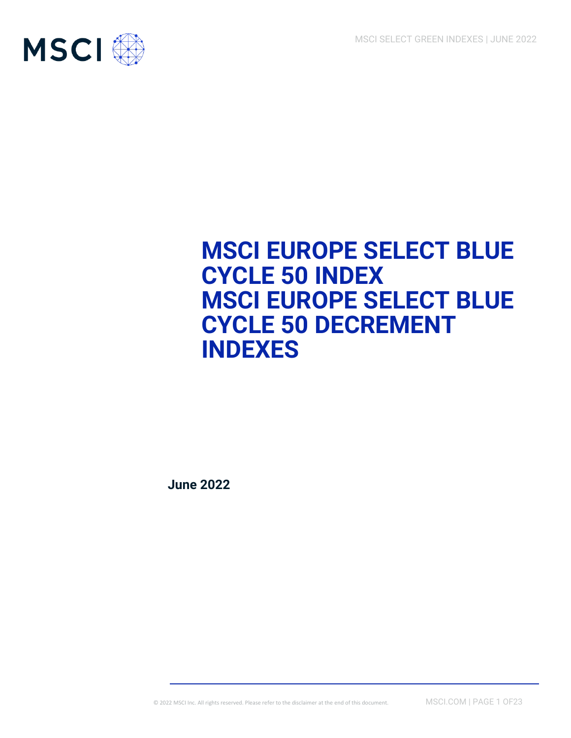# MSCI EUROPE SELECT BLUE CYCLE 50 INDEX
# MSCI EUROPE SELECT BLUE CYCLE 50 DECREMENT INDEXES

**June 2022**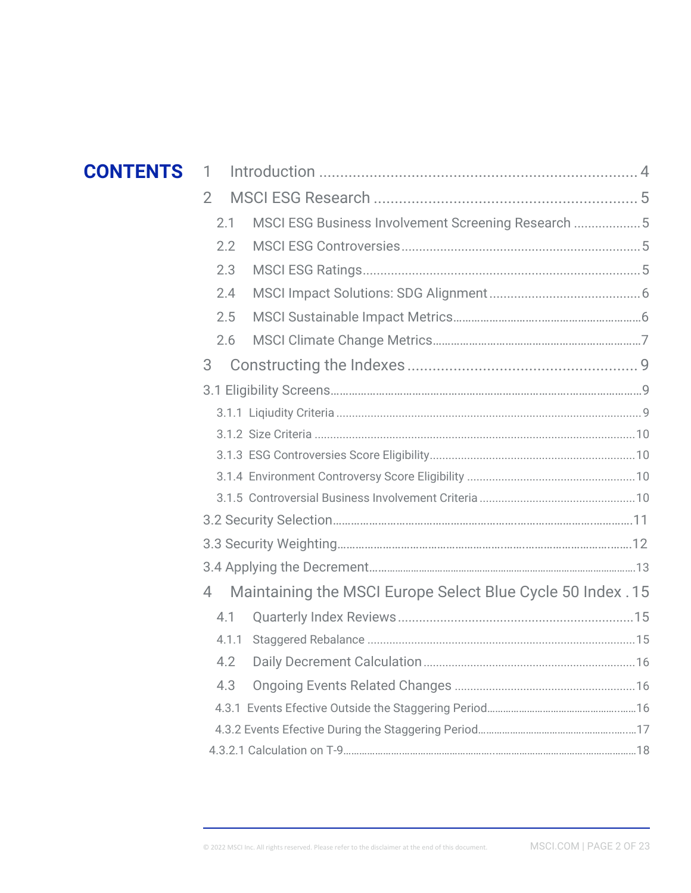# CONTENTS

1 Introduction ........................................................................ 4

2 MSCI ESG Research ............................................................ 5

- 2.1 MSCI ESG Business Involvement Screening Research .................. 5
- 2.2 MSCI ESG Controversies ............................................................ 5
- 2.3 MSCI ESG Ratings ..................................................................... 5
- 2.4 MSCI Impact Solutions: SDG Alignment ...................................... 6
- 2.5 MSCI Sustainable Impact Metrics ................................................ 6
- 2.6 MSCI Climate Change Metrics ..................................................... 7

3 Constructing the Indexes .................................................... 9

3.1 Eligibility Screens ....................................................................... 9

- 3.1.1 Liqiudity Criteria ................................................................... 9
- 3.1.2 Size Criteria ......................................................................... 10
- 3.1.3 ESG Controversies Score Eligibility ........................................ 10
- 3.1.4 Environment Controversy Score Eligibility ............................. 10
- 3.1.5 Controversial Business Involvement Criteria .......................... 10

3.2 Security Selection ....................................................................... 11

3.3 Security Weighting ...................................................................... 12

3.4 Applying the Decrement ............................................................... 13

4 Maintaining the MSCI Europe Select Blue Cycle 50 Index . 15

- 4.1 Quarterly Index Reviews ............................................................ 15
  - 4.1.1 Staggered Rebalance ........................................................ 15
- 4.2 Daily Decrement Calculation ....................................................... 16
- 4.3 Ongoing Events Related Changes ............................................... 16
  - 4.3.1 Events Efective Outside the Staggering Period .................... 16
  - 4.3.2 Events Efective During the Staggering Period ...................... 17
    - 4.3.2.1 Calculation on T-9 ........................................................ 18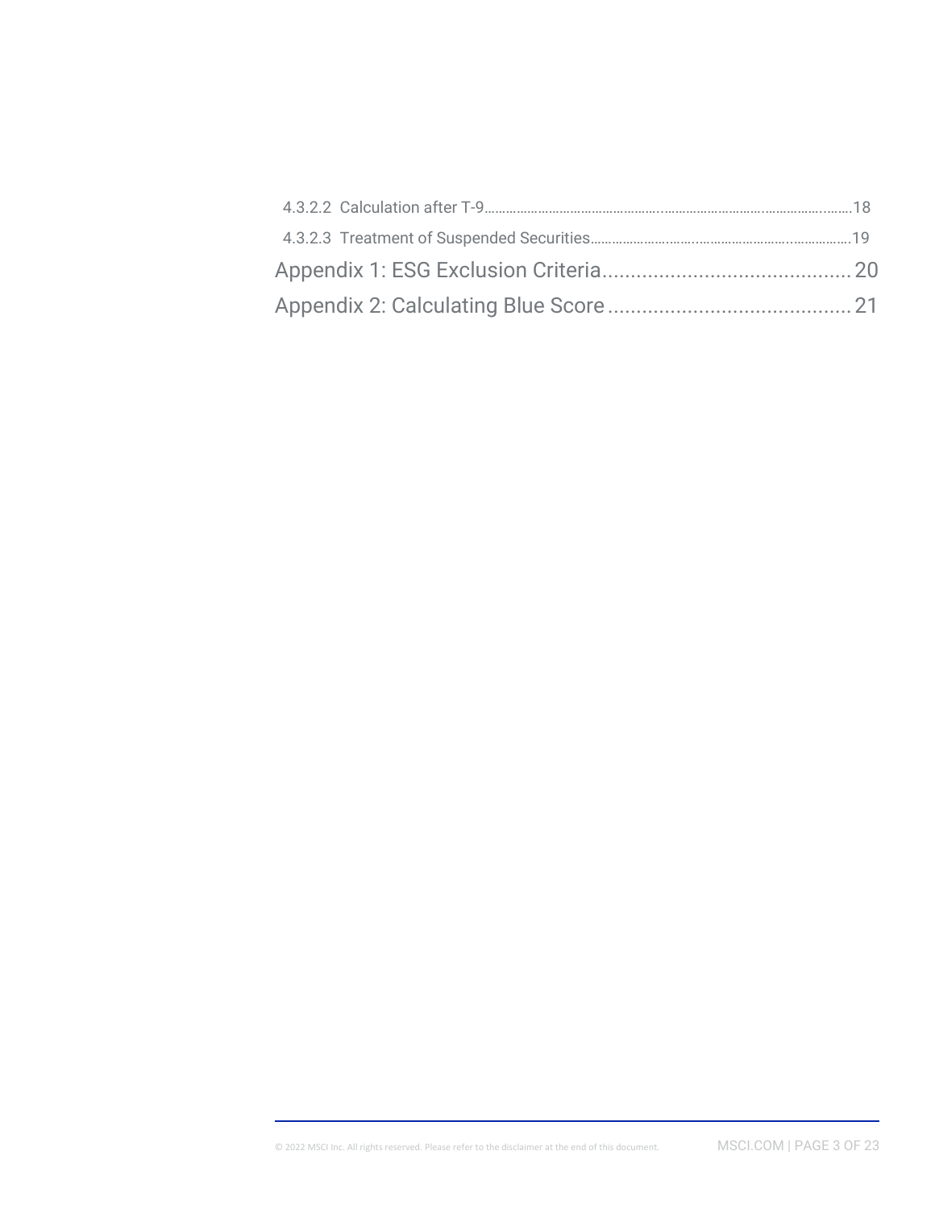4.3.2.2 Calculation after T-9 ........................................................................................ 18

4.3.2.3 Treatment of Suspended Securities ........................................................................ 19

Appendix 1: ESG Exclusion Criteria ............................................ 20

Appendix 2: Calculating Blue Score ............................................ 21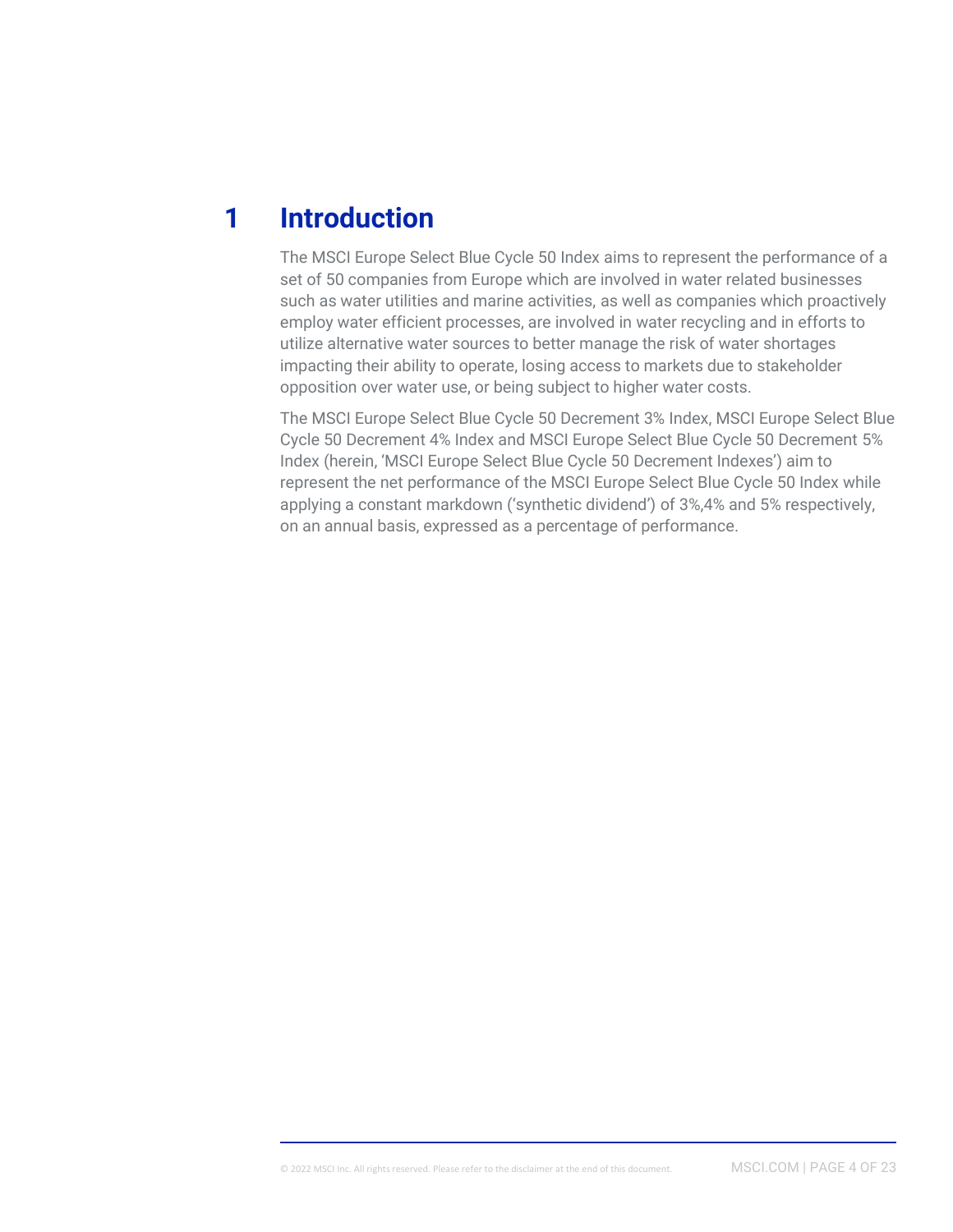# 1 Introduction

The MSCI Europe Select Blue Cycle 50 Index aims to represent the performance of a set of 50 companies from Europe which are involved in water related businesses such as water utilities and marine activities, as well as companies which proactively employ water efficient processes, are involved in water recycling and in efforts to utilize alternative water sources to better manage the risk of water shortages impacting their ability to operate, losing access to markets due to stakeholder opposition over water use, or being subject to higher water costs.

The MSCI Europe Select Blue Cycle 50 Decrement 3% Index, MSCI Europe Select Blue Cycle 50 Decrement 4% Index and MSCI Europe Select Blue Cycle 50 Decrement 5% Index (herein, 'MSCI Europe Select Blue Cycle 50 Decrement Indexes') aim to represent the net performance of the MSCI Europe Select Blue Cycle 50 Index while applying a constant markdown ('synthetic dividend') of 3%,4% and 5% respectively, on an annual basis, expressed as a percentage of performance.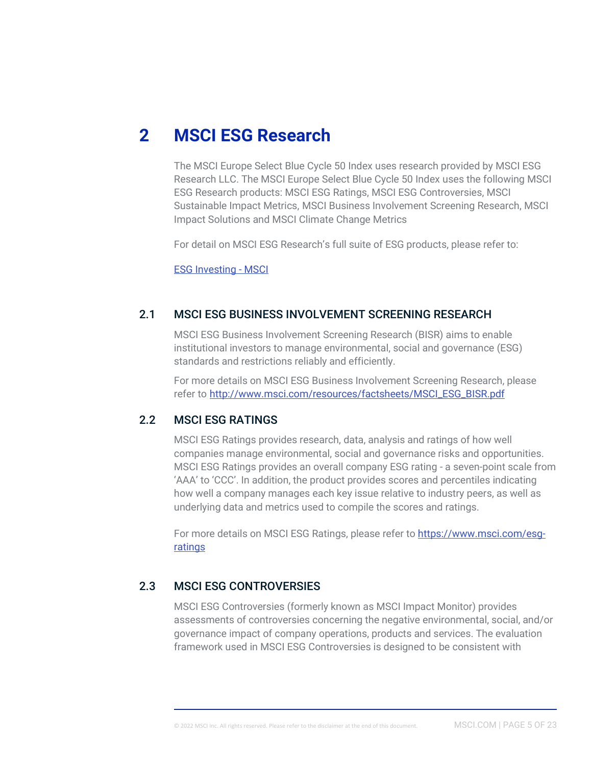# 2 MSCI ESG Research

The MSCI Europe Select Blue Cycle 50 Index uses research provided by MSCI ESG Research LLC. The MSCI Europe Select Blue Cycle 50 Index uses the following MSCI ESG Research products: MSCI ESG Ratings, MSCI ESG Controversies, MSCI Sustainable Impact Metrics, MSCI Business Involvement Screening Research, MSCI Impact Solutions and MSCI Climate Change Metrics

For detail on MSCI ESG Research's full suite of ESG products, please refer to:

[ESG Investing - MSCI](https://www.msci.com/esg-investing)

## 2.1 MSCI ESG BUSINESS INVOLVEMENT SCREENING RESEARCH

MSCI ESG Business Involvement Screening Research (BISR) aims to enable institutional investors to manage environmental, social and governance (ESG) standards and restrictions reliably and efficiently.

For more details on MSCI ESG Business Involvement Screening Research, please refer to http://www.msci.com/resources/factsheets/MSCI_ESG_BISR.pdf

## 2.2 MSCI ESG RATINGS

MSCI ESG Ratings provides research, data, analysis and ratings of how well companies manage environmental, social and governance risks and opportunities. MSCI ESG Ratings provides an overall company ESG rating - a seven-point scale from 'AAA' to 'CCC'. In addition, the product provides scores and percentiles indicating how well a company manages each key issue relative to industry peers, as well as underlying data and metrics used to compile the scores and ratings.

For more details on MSCI ESG Ratings, please refer to https://www.msci.com/esg-ratings

## 2.3 MSCI ESG CONTROVERSIES

MSCI ESG Controversies (formerly known as MSCI Impact Monitor) provides assessments of controversies concerning the negative environmental, social, and/or governance impact of company operations, products and services. The evaluation framework used in MSCI ESG Controversies is designed to be consistent with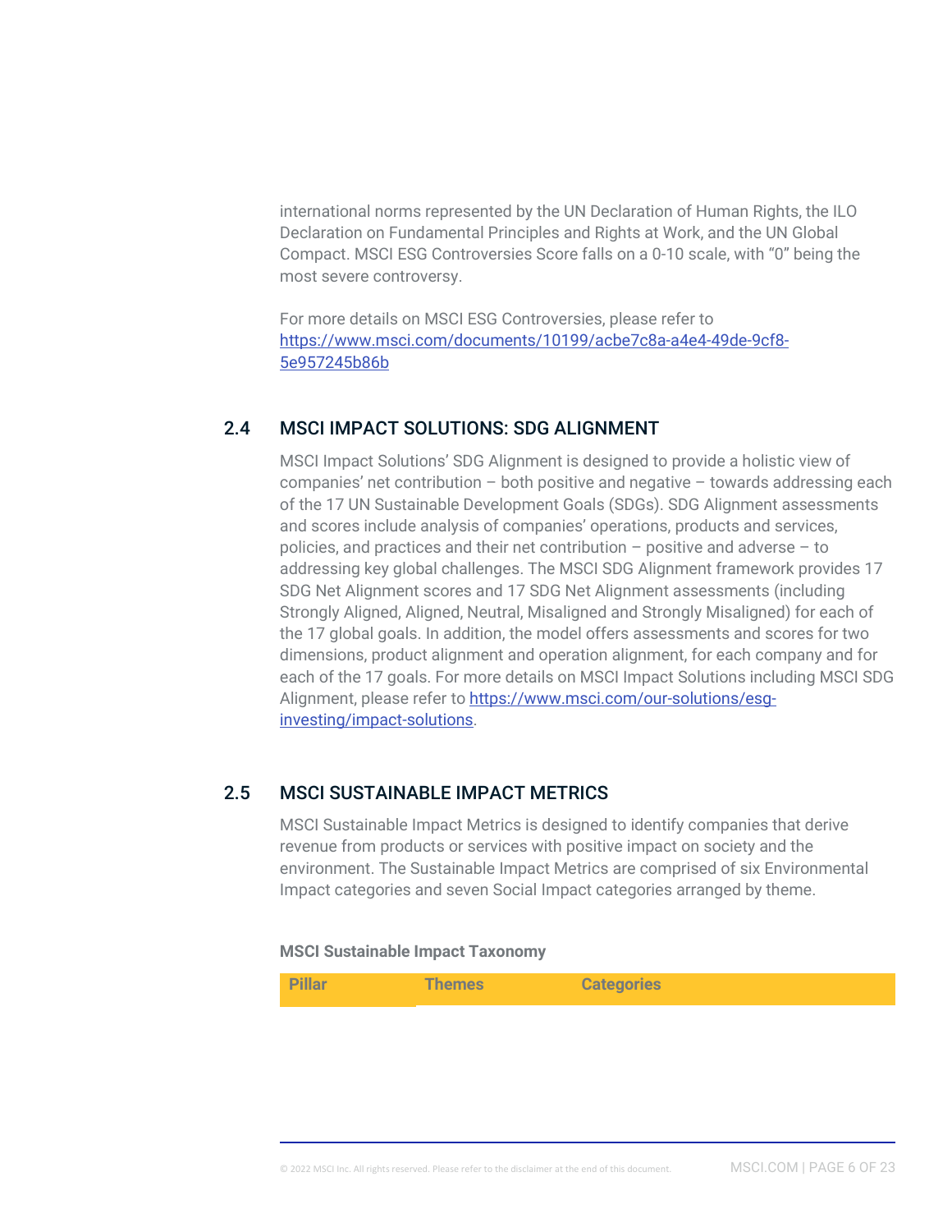international norms represented by the UN Declaration of Human Rights, the ILO Declaration on Fundamental Principles and Rights at Work, and the UN Global Compact. MSCI ESG Controversies Score falls on a 0-10 scale, with "0" being the most severe controversy.

For more details on MSCI ESG Controversies, please refer to [https://www.msci.com/documents/10199/acbe7c8a-a4e4-49de-9cf8-5e957245b86b](https://www.msci.com/documents/10199/acbe7c8a-a4e4-49de-9cf8-5e957245b86b)

## 2.4 MSCI IMPACT SOLUTIONS: SDG ALIGNMENT

MSCI Impact Solutions' SDG Alignment is designed to provide a holistic view of companies' net contribution – both positive and negative – towards addressing each of the 17 UN Sustainable Development Goals (SDGs). SDG Alignment assessments and scores include analysis of companies' operations, products and services, policies, and practices and their net contribution – positive and adverse – to addressing key global challenges. The MSCI SDG Alignment framework provides 17 SDG Net Alignment scores and 17 SDG Net Alignment assessments (including Strongly Aligned, Aligned, Neutral, Misaligned and Strongly Misaligned) for each of the 17 global goals. In addition, the model offers assessments and scores for two dimensions, product alignment and operation alignment, for each company and for each of the 17 goals. For more details on MSCI Impact Solutions including MSCI SDG Alignment, please refer to [https://www.msci.com/our-solutions/esg-investing/impact-solutions](https://www.msci.com/our-solutions/esg-investing/impact-solutions).

## 2.5 MSCI SUSTAINABLE IMPACT METRICS

MSCI Sustainable Impact Metrics is designed to identify companies that derive revenue from products or services with positive impact on society and the environment. The Sustainable Impact Metrics are comprised of six Environmental Impact categories and seven Social Impact categories arranged by theme.

**MSCI Sustainable Impact Taxonomy**

| Pillar | Themes | Categories |
| --- | --- | --- |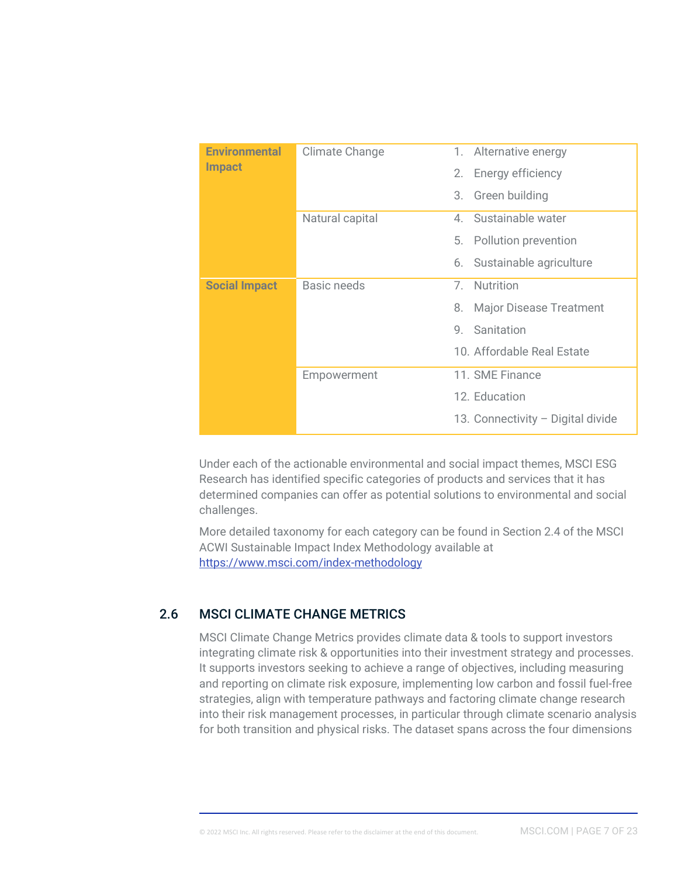| | | |
|---|---|---|
| **Environmental Impact** | Climate Change | 1. Alternative energy<br>2. Energy efficiency<br>3. Green building |
| | Natural capital | 4. Sustainable water<br>5. Pollution prevention<br>6. Sustainable agriculture |
| **Social Impact** | Basic needs | 7. Nutrition<br>8. Major Disease Treatment<br>9. Sanitation<br>10. Affordable Real Estate |
| | Empowerment | 11. SME Finance<br>12. Education<br>13. Connectivity – Digital divide |

Under each of the actionable environmental and social impact themes, MSCI ESG Research has identified specific categories of products and services that it has determined companies can offer as potential solutions to environmental and social challenges.

More detailed taxonomy for each category can be found in Section 2.4 of the MSCI ACWI Sustainable Impact Index Methodology available at [https://www.msci.com/index-methodology](https://www.msci.com/index-methodology)

## 2.6 MSCI CLIMATE CHANGE METRICS

MSCI Climate Change Metrics provides climate data & tools to support investors integrating climate risk & opportunities into their investment strategy and processes. It supports investors seeking to achieve a range of objectives, including measuring and reporting on climate risk exposure, implementing low carbon and fossil fuel-free strategies, align with temperature pathways and factoring climate change research into their risk management processes, in particular through climate scenario analysis for both transition and physical risks. The dataset spans across the four dimensions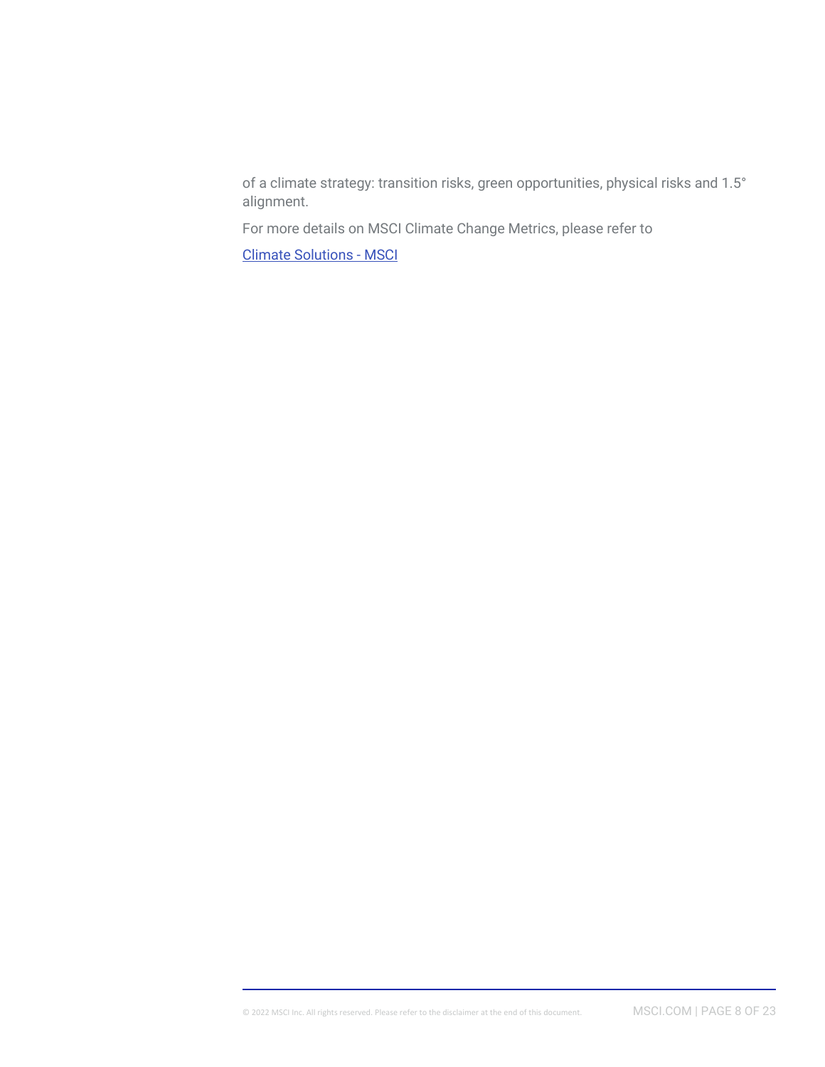of a climate strategy: transition risks, green opportunities, physical risks and 1.5° alignment.

For more details on MSCI Climate Change Metrics, please refer to

Climate Solutions - MSCI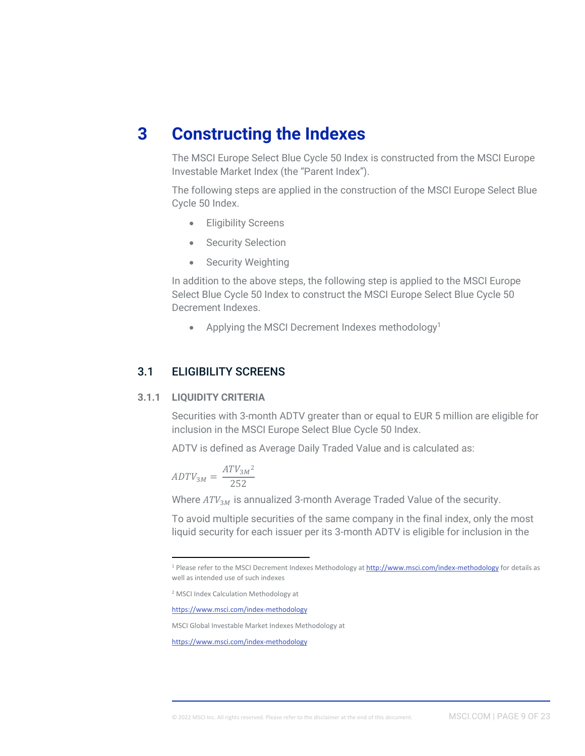# 3 Constructing the Indexes

The MSCI Europe Select Blue Cycle 50 Index is constructed from the MSCI Europe Investable Market Index (the "Parent Index").

The following steps are applied in the construction of the MSCI Europe Select Blue Cycle 50 Index.

- Eligibility Screens
- Security Selection
- Security Weighting

In addition to the above steps, the following step is applied to the MSCI Europe Select Blue Cycle 50 Index to construct the MSCI Europe Select Blue Cycle 50 Decrement Indexes.

- Applying the MSCI Decrement Indexes methodology[1]

## 3.1 ELIGIBILITY SCREENS

### 3.1.1 LIQUIDITY CRITERIA

Securities with 3-month ADTV greater than or equal to EUR 5 million are eligible for inclusion in the MSCI Europe Select Blue Cycle 50 Index.

ADTV is defined as Average Daily Traded Value and is calculated as:

$$ADTV_{3M} = \frac{ATV_{3M}{}^{2}}{252}$$

Where $ATV_{3M}$ is annualized 3-month Average Traded Value of the security.

To avoid multiple securities of the same company in the final index, only the most liquid security for each issuer per its 3-month ADTV is eligible for inclusion in the

---

[1] Please refer to the MSCI Decrement Indexes Methodology at http://www.msci.com/index-methodology for details as well as intended use of such indexes

[2] MSCI Index Calculation Methodology at

https://www.msci.com/index-methodology

MSCI Global Investable Market Indexes Methodology at

https://www.msci.com/index-methodology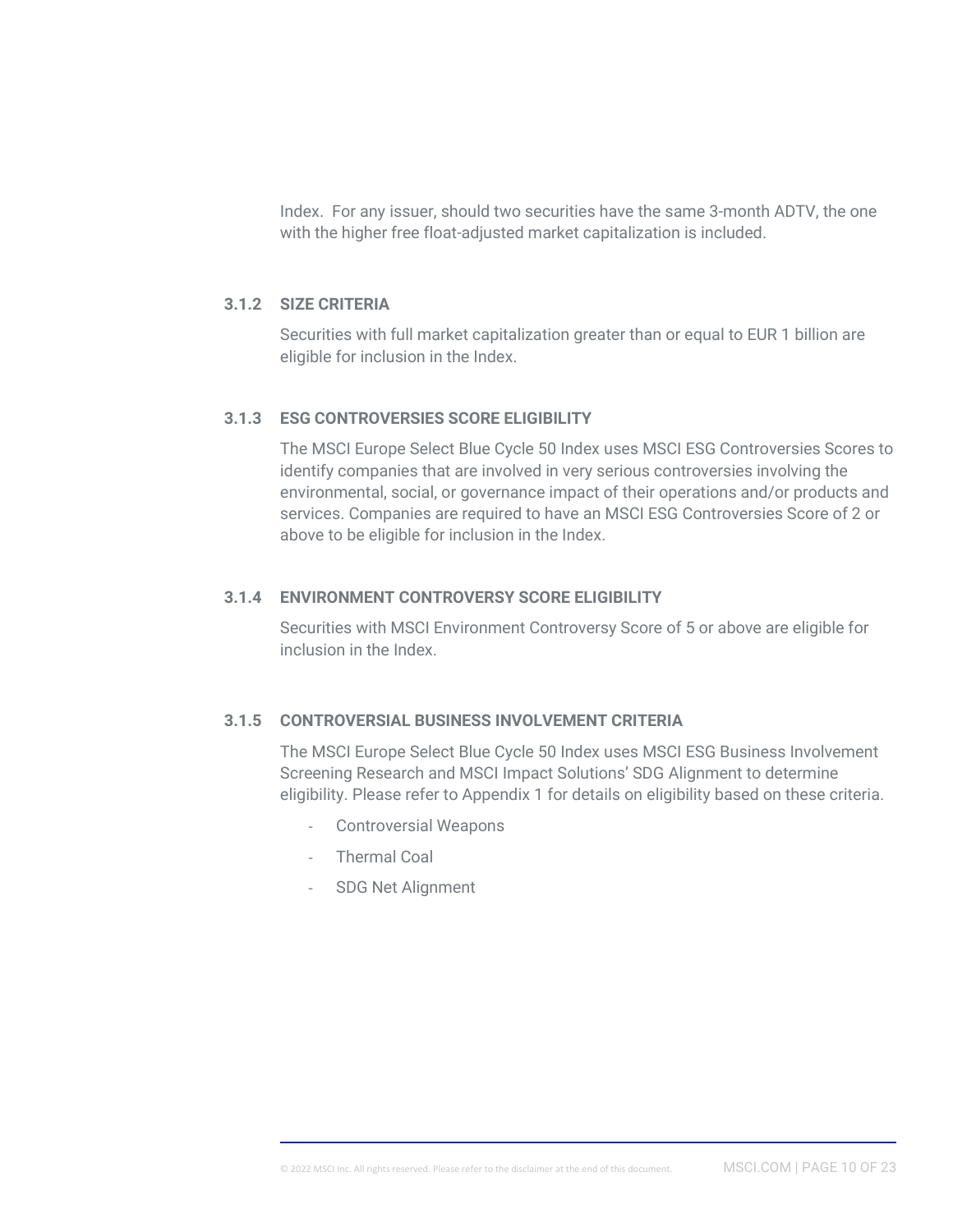Index. For any issuer, should two securities have the same 3-month ADTV, the one with the higher free float-adjusted market capitalization is included.

### 3.1.2 SIZE CRITERIA

Securities with full market capitalization greater than or equal to EUR 1 billion are eligible for inclusion in the Index.

### 3.1.3 ESG CONTROVERSIES SCORE ELIGIBILITY

The MSCI Europe Select Blue Cycle 50 Index uses MSCI ESG Controversies Scores to identify companies that are involved in very serious controversies involving the environmental, social, or governance impact of their operations and/or products and services. Companies are required to have an MSCI ESG Controversies Score of 2 or above to be eligible for inclusion in the Index.

### 3.1.4 ENVIRONMENT CONTROVERSY SCORE ELIGIBILITY

Securities with MSCI Environment Controversy Score of 5 or above are eligible for inclusion in the Index.

### 3.1.5 CONTROVERSIAL BUSINESS INVOLVEMENT CRITERIA

The MSCI Europe Select Blue Cycle 50 Index uses MSCI ESG Business Involvement Screening Research and MSCI Impact Solutions' SDG Alignment to determine eligibility. Please refer to Appendix 1 for details on eligibility based on these criteria.

- Controversial Weapons
- Thermal Coal
- SDG Net Alignment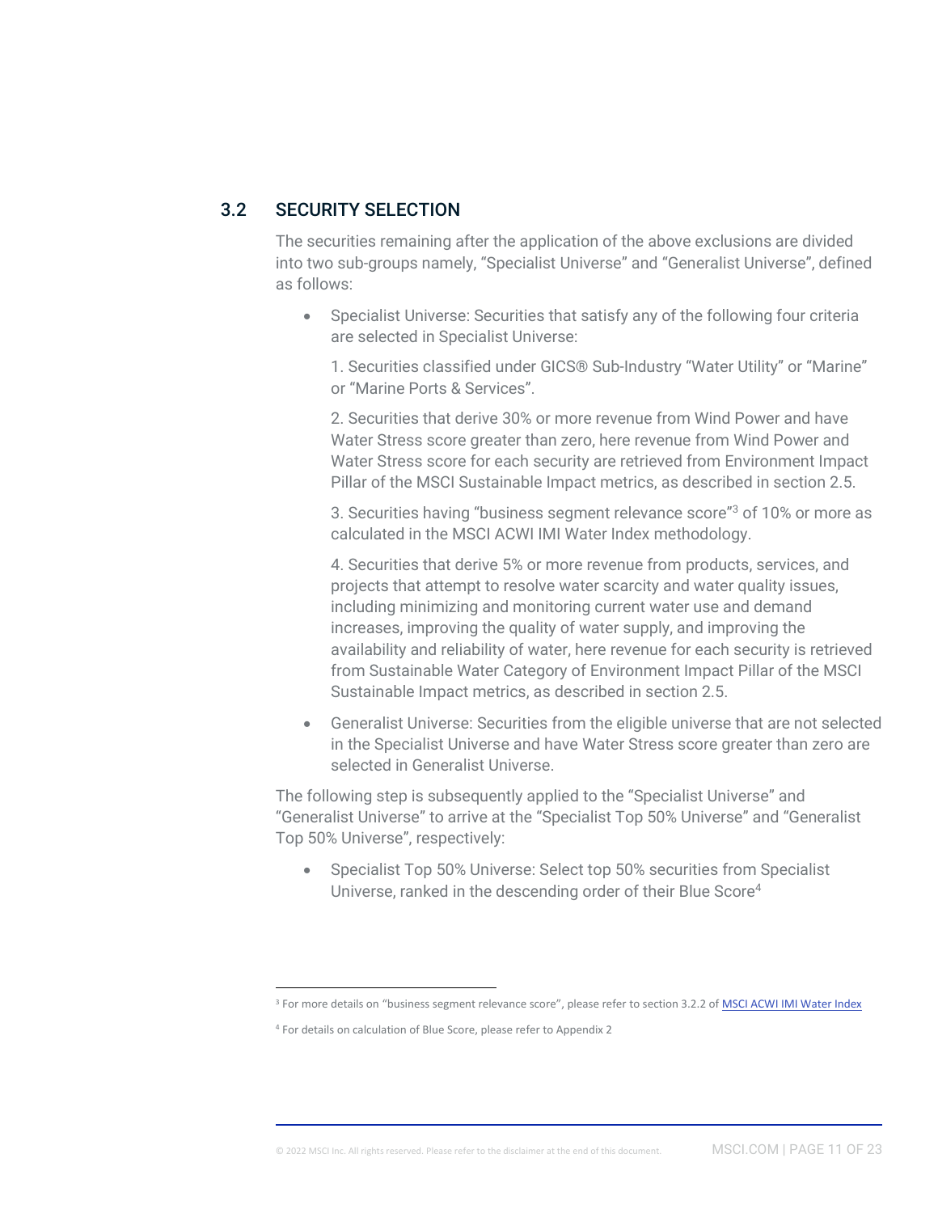## 3.2 SECURITY SELECTION

The securities remaining after the application of the above exclusions are divided into two sub-groups namely, "Specialist Universe" and "Generalist Universe", defined as follows:

- Specialist Universe: Securities that satisfy any of the following four criteria are selected in Specialist Universe:

  1. Securities classified under GICS® Sub-Industry "Water Utility" or "Marine" or "Marine Ports & Services".

  2. Securities that derive 30% or more revenue from Wind Power and have Water Stress score greater than zero, here revenue from Wind Power and Water Stress score for each security are retrieved from Environment Impact Pillar of the MSCI Sustainable Impact metrics, as described in section 2.5.

  3. Securities having "business segment relevance score"[3] of 10% or more as calculated in the MSCI ACWI IMI Water Index methodology.

  4. Securities that derive 5% or more revenue from products, services, and projects that attempt to resolve water scarcity and water quality issues, including minimizing and monitoring current water use and demand increases, improving the quality of water supply, and improving the availability and reliability of water, here revenue for each security is retrieved from Sustainable Water Category of Environment Impact Pillar of the MSCI Sustainable Impact metrics, as described in section 2.5.

- Generalist Universe: Securities from the eligible universe that are not selected in the Specialist Universe and have Water Stress score greater than zero are selected in Generalist Universe.

The following step is subsequently applied to the "Specialist Universe" and "Generalist Universe" to arrive at the "Specialist Top 50% Universe" and "Generalist Top 50% Universe", respectively:

- Specialist Top 50% Universe: Select top 50% securities from Specialist Universe, ranked in the descending order of their Blue Score[4]

---

[3] For more details on "business segment relevance score", please refer to section 3.2.2 of MSCI ACWI IMI Water Index

[4] For details on calculation of Blue Score, please refer to Appendix 2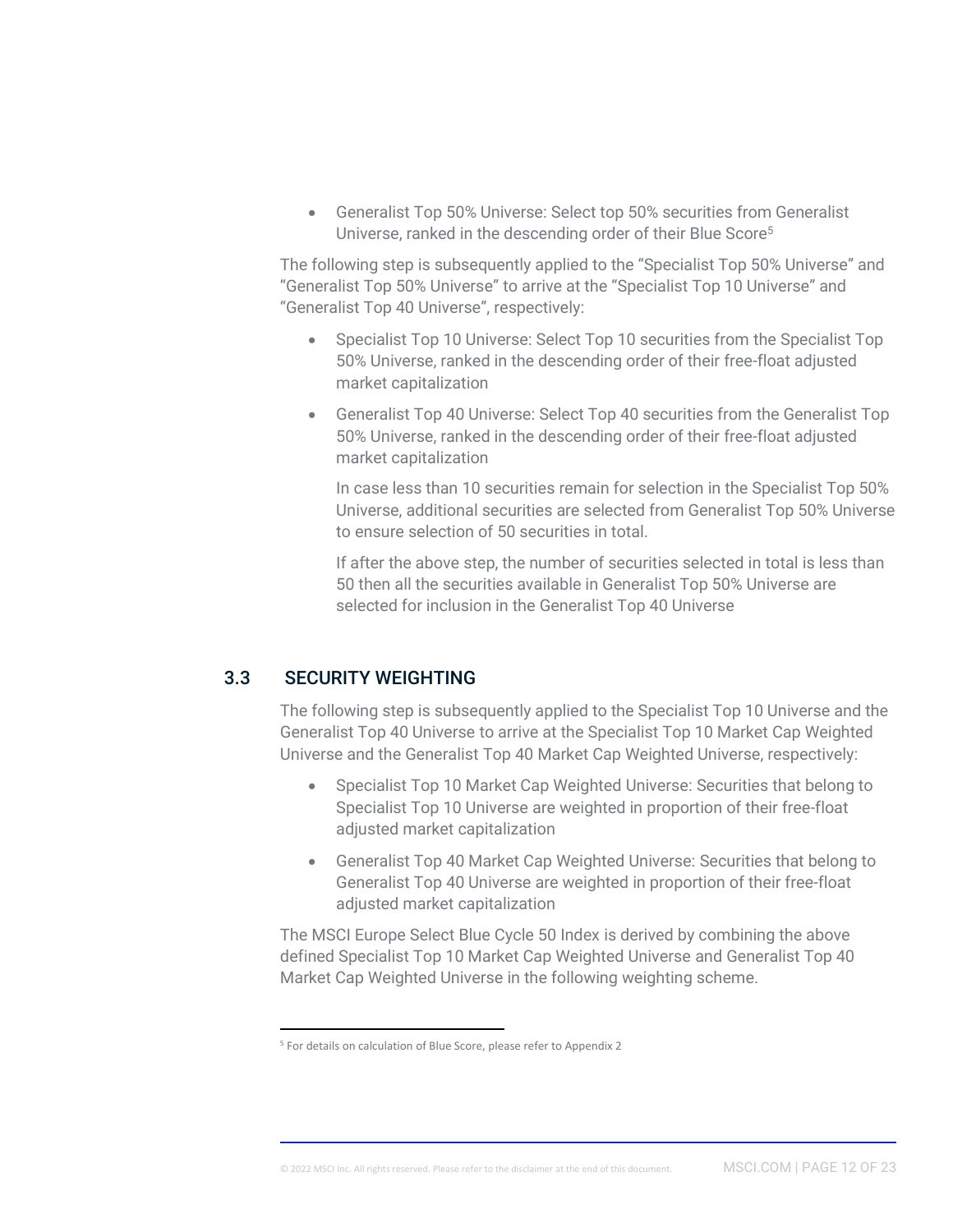- Generalist Top 50% Universe: Select top 50% securities from Generalist Universe, ranked in the descending order of their Blue Score[5]

The following step is subsequently applied to the "Specialist Top 50% Universe" and "Generalist Top 50% Universe" to arrive at the "Specialist Top 10 Universe" and "Generalist Top 40 Universe", respectively:

- Specialist Top 10 Universe: Select Top 10 securities from the Specialist Top 50% Universe, ranked in the descending order of their free-float adjusted market capitalization
- Generalist Top 40 Universe: Select Top 40 securities from the Generalist Top 50% Universe, ranked in the descending order of their free-float adjusted market capitalization

  In case less than 10 securities remain for selection in the Specialist Top 50% Universe, additional securities are selected from Generalist Top 50% Universe to ensure selection of 50 securities in total.

  If after the above step, the number of securities selected in total is less than 50 then all the securities available in Generalist Top 50% Universe are selected for inclusion in the Generalist Top 40 Universe

## 3.3 SECURITY WEIGHTING

The following step is subsequently applied to the Specialist Top 10 Universe and the Generalist Top 40 Universe to arrive at the Specialist Top 10 Market Cap Weighted Universe and the Generalist Top 40 Market Cap Weighted Universe, respectively:

- Specialist Top 10 Market Cap Weighted Universe: Securities that belong to Specialist Top 10 Universe are weighted in proportion of their free-float adjusted market capitalization
- Generalist Top 40 Market Cap Weighted Universe: Securities that belong to Generalist Top 40 Universe are weighted in proportion of their free-float adjusted market capitalization

The MSCI Europe Select Blue Cycle 50 Index is derived by combining the above defined Specialist Top 10 Market Cap Weighted Universe and Generalist Top 40 Market Cap Weighted Universe in the following weighting scheme.

---

[5] For details on calculation of Blue Score, please refer to Appendix 2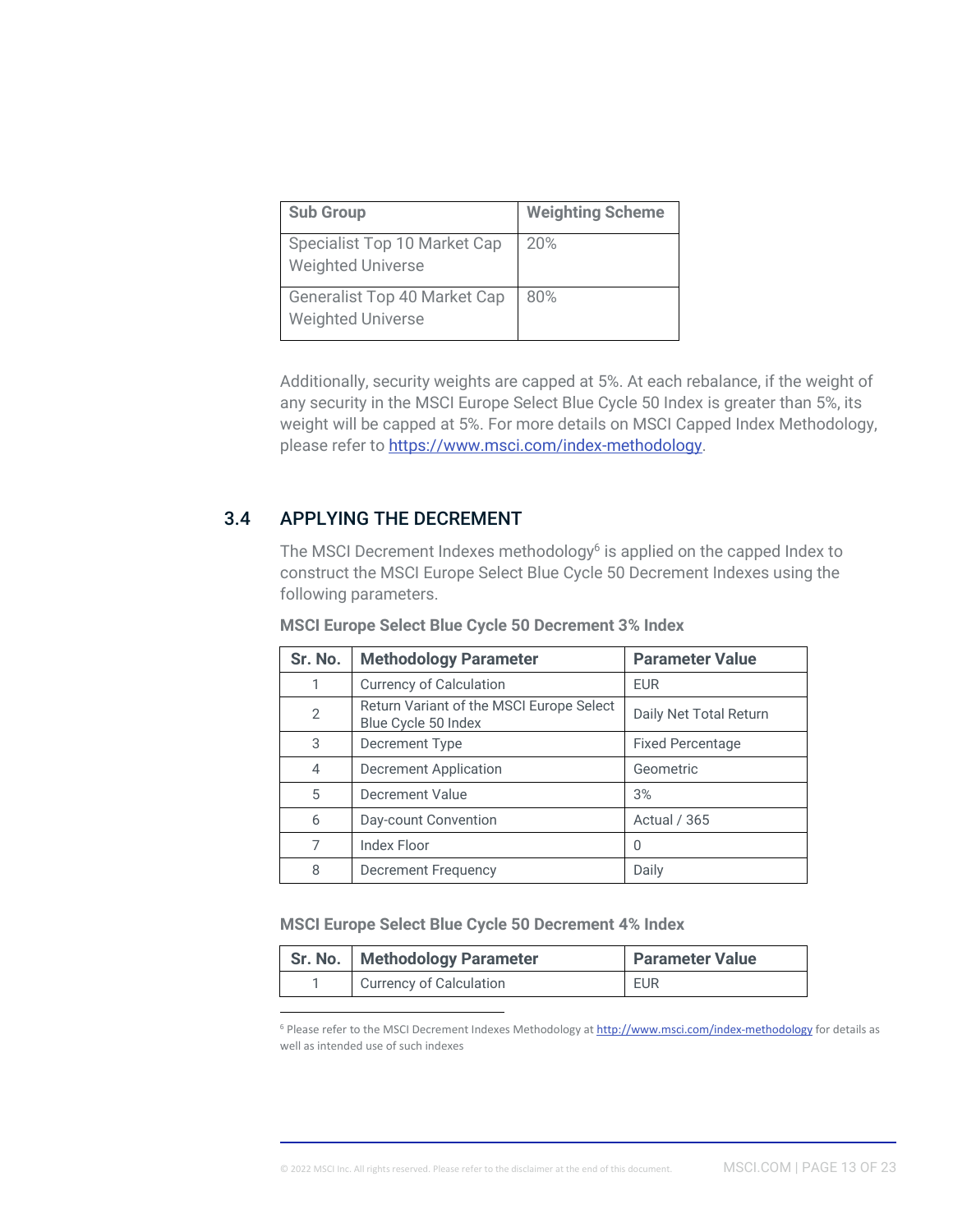| Sub Group | Weighting Scheme |
|---|---|
| Specialist Top 10 Market Cap Weighted Universe | 20% |
| Generalist Top 40 Market Cap Weighted Universe | 80% |

Additionally, security weights are capped at 5%. At each rebalance, if the weight of any security in the MSCI Europe Select Blue Cycle 50 Index is greater than 5%, its weight will be capped at 5%. For more details on MSCI Capped Index Methodology, please refer to https://www.msci.com/index-methodology.

## 3.4 APPLYING THE DECREMENT

The MSCI Decrement Indexes methodology[6] is applied on the capped Index to construct the MSCI Europe Select Blue Cycle 50 Decrement Indexes using the following parameters.

**MSCI Europe Select Blue Cycle 50 Decrement 3% Index**

| Sr. No. | Methodology Parameter | Parameter Value |
|---|---|---|
| 1 | Currency of Calculation | EUR |
| 2 | Return Variant of the MSCI Europe Select Blue Cycle 50 Index | Daily Net Total Return |
| 3 | Decrement Type | Fixed Percentage |
| 4 | Decrement Application | Geometric |
| 5 | Decrement Value | 3% |
| 6 | Day-count Convention | Actual / 365 |
| 7 | Index Floor | 0 |
| 8 | Decrement Frequency | Daily |

**MSCI Europe Select Blue Cycle 50 Decrement 4% Index**

| Sr. No. | Methodology Parameter | Parameter Value |
|---|---|---|
| 1 | Currency of Calculation | EUR |

[6] Please refer to the MSCI Decrement Indexes Methodology at http://www.msci.com/index-methodology for details as well as intended use of such indexes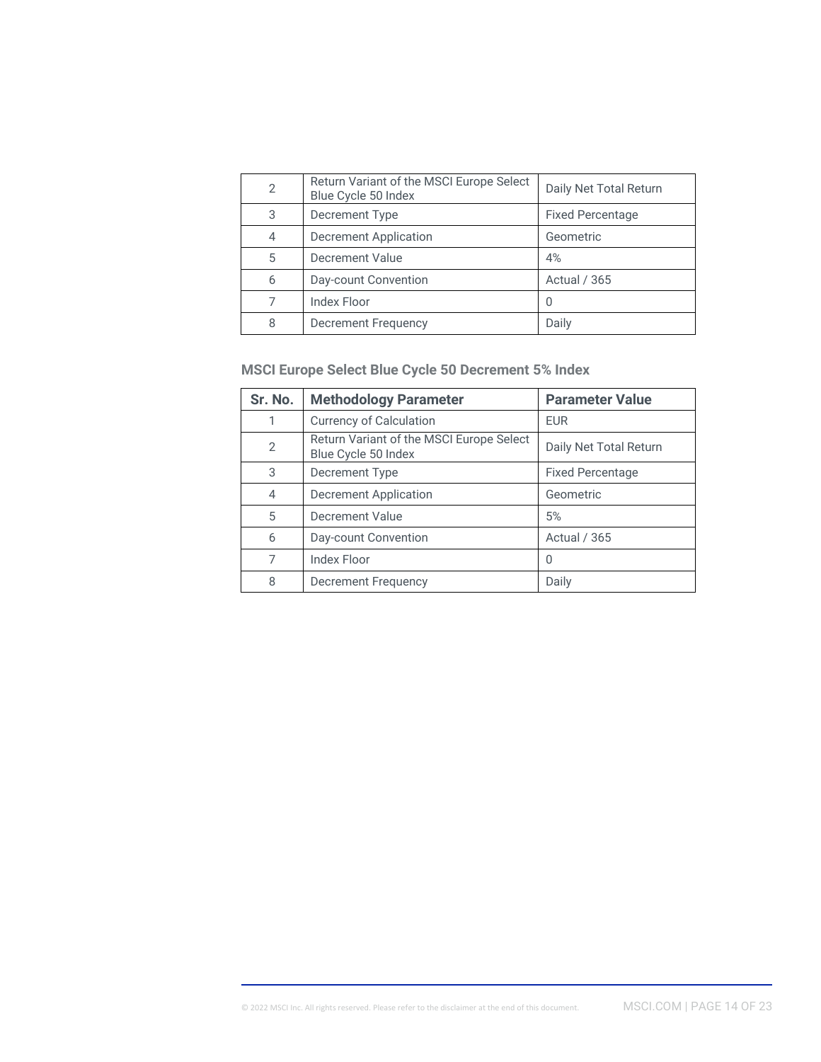| | | |
|---|---|---|
| 2 | Return Variant of the MSCI Europe Select Blue Cycle 50 Index | Daily Net Total Return |
| 3 | Decrement Type | Fixed Percentage |
| 4 | Decrement Application | Geometric |
| 5 | Decrement Value | 4% |
| 6 | Day-count Convention | Actual / 365 |
| 7 | Index Floor | 0 |
| 8 | Decrement Frequency | Daily |

### MSCI Europe Select Blue Cycle 50 Decrement 5% Index

| Sr. No. | Methodology Parameter | Parameter Value |
|---|---|---|
| 1 | Currency of Calculation | EUR |
| 2 | Return Variant of the MSCI Europe Select Blue Cycle 50 Index | Daily Net Total Return |
| 3 | Decrement Type | Fixed Percentage |
| 4 | Decrement Application | Geometric |
| 5 | Decrement Value | 5% |
| 6 | Day-count Convention | Actual / 365 |
| 7 | Index Floor | 0 |
| 8 | Decrement Frequency | Daily |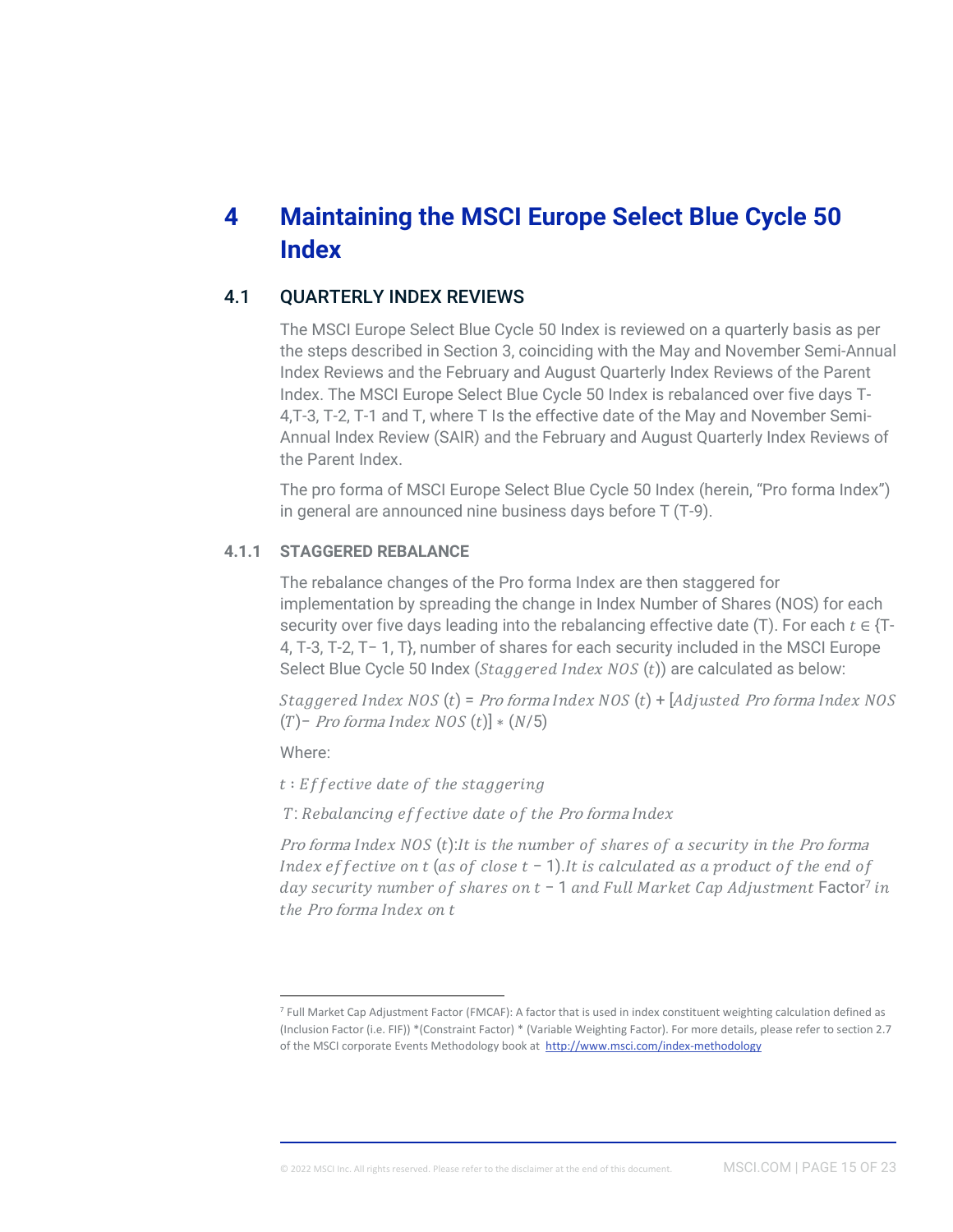# 4 Maintaining the MSCI Europe Select Blue Cycle 50 Index

## 4.1 QUARTERLY INDEX REVIEWS

The MSCI Europe Select Blue Cycle 50 Index is reviewed on a quarterly basis as per the steps described in Section 3, coinciding with the May and November Semi-Annual Index Reviews and the February and August Quarterly Index Reviews of the Parent Index. The MSCI Europe Select Blue Cycle 50 Index is rebalanced over five days T-4,T-3, T-2, T-1 and T, where T Is the effective date of the May and November Semi-Annual Index Review (SAIR) and the February and August Quarterly Index Reviews of the Parent Index.

The pro forma of MSCI Europe Select Blue Cycle 50 Index (herein, "Pro forma Index") in general are announced nine business days before T (T-9).

### 4.1.1 STAGGERED REBALANCE

The rebalance changes of the Pro forma Index are then staggered for implementation by spreading the change in Index Number of Shares (NOS) for each security over five days leading into the rebalancing effective date (T). For each $t \in$ {T-4, T-3, T-2, T− 1, T}, number of shares for each security included in the MSCI Europe Select Blue Cycle 50 Index ($Staggered\ Index\ NOS\ (t)$) are calculated as below:

$$Staggered\ Index\ NOS\ (t) = Pro\ forma\ Index\ NOS\ (t) + [Adjusted\ Pro\ forma\ Index\ NOS\ (T) - Pro\ forma\ Index\ NOS\ (t)] * (N/5)$$

Where:

$t$ : $Effective\ date\ of\ the\ staggering$

$T$: $Rebalancing\ effective\ date\ of\ the\ Pro\ forma\ Index$

$Pro\ forma\ Index\ NOS\ (t)$: *It is the number of shares of a security in the Pro forma Index effective on* $t$ (*as of close* $t - 1$). *It is calculated as a product of the end of day security number of shares on* $t - 1$ *and Full Market Cap Adjustment* Factor[7] *in the Pro forma Index on* $t$

[7] Full Market Cap Adjustment Factor (FMCAF): A factor that is used in index constituent weighting calculation defined as (Inclusion Factor (i.e. FIF)) *(Constraint Factor) * (Variable Weighting Factor). For more details, please refer to section 2.7 of the MSCI corporate Events Methodology book at http://www.msci.com/index-methodology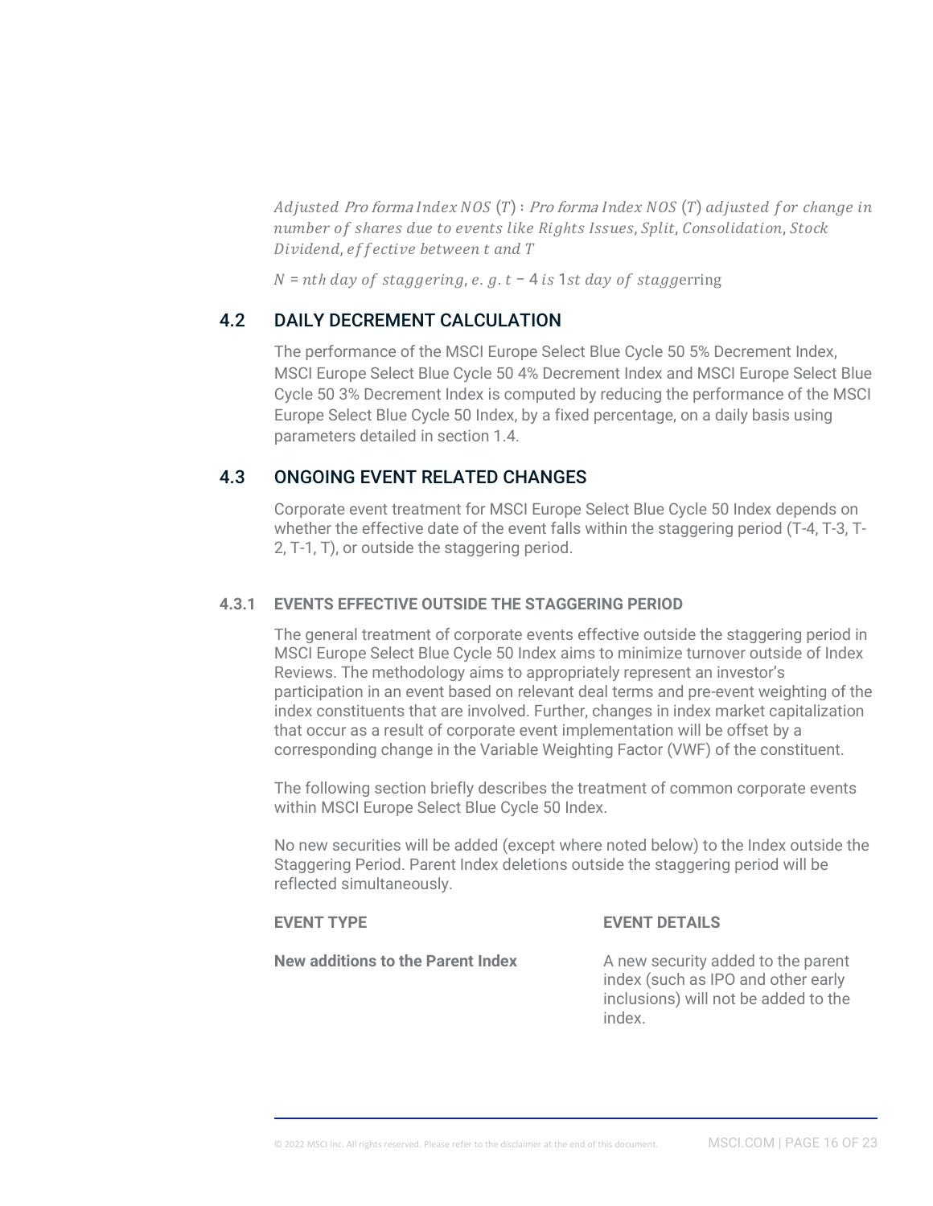$Adjusted\ Pro\ forma\ Index\ NOS\ (T)$ : $Pro\ forma\ Index\ NOS\ (T)\ adjusted\ for\ change\ in\ number\ of\ shares\ due\ to\ events\ like\ Rights\ Issues, Split, Consolidation, Stock\ Dividend, effective\ between\ t\ and\ T$

$N$ = $nth\ day\ of\ staggering, e.g.\ t - 4\ is\ 1st\ day\ of\ staggerring$

## 4.2 DAILY DECREMENT CALCULATION

The performance of the MSCI Europe Select Blue Cycle 50 5% Decrement Index, MSCI Europe Select Blue Cycle 50 4% Decrement Index and MSCI Europe Select Blue Cycle 50 3% Decrement Index is computed by reducing the performance of the MSCI Europe Select Blue Cycle 50 Index, by a fixed percentage, on a daily basis using parameters detailed in section 1.4.

## 4.3 ONGOING EVENT RELATED CHANGES

Corporate event treatment for MSCI Europe Select Blue Cycle 50 Index depends on whether the effective date of the event falls within the staggering period (T-4, T-3, T-2, T-1, T), or outside the staggering period.

### 4.3.1 EVENTS EFFECTIVE OUTSIDE THE STAGGERING PERIOD

The general treatment of corporate events effective outside the staggering period in MSCI Europe Select Blue Cycle 50 Index aims to minimize turnover outside of Index Reviews. The methodology aims to appropriately represent an investor's participation in an event based on relevant deal terms and pre-event weighting of the index constituents that are involved. Further, changes in index market capitalization that occur as a result of corporate event implementation will be offset by a corresponding change in the Variable Weighting Factor (VWF) of the constituent.

The following section briefly describes the treatment of common corporate events within MSCI Europe Select Blue Cycle 50 Index.

No new securities will be added (except where noted below) to the Index outside the Staggering Period. Parent Index deletions outside the staggering period will be reflected simultaneously.

| EVENT TYPE | EVENT DETAILS |
|---|---|
| **New additions to the Parent Index** | A new security added to the parent index (such as IPO and other early inclusions) will not be added to the index. |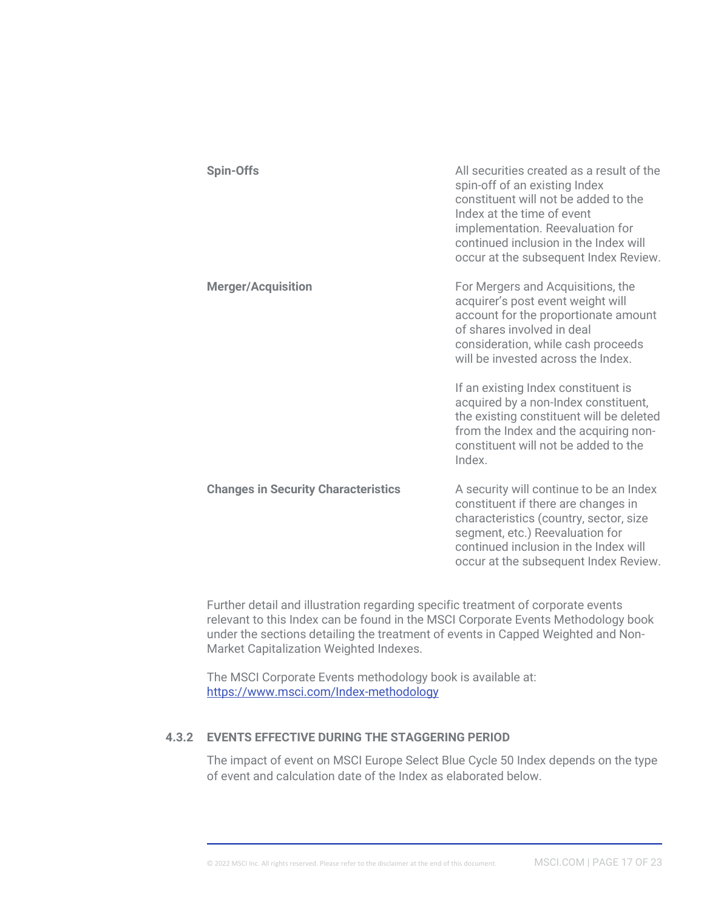| | |
|---|---|
| **Spin-Offs** | All securities created as a result of the spin-off of an existing Index constituent will not be added to the Index at the time of event implementation. Reevaluation for continued inclusion in the Index will occur at the subsequent Index Review. |
| **Merger/Acquisition** | For Mergers and Acquisitions, the acquirer's post event weight will account for the proportionate amount of shares involved in deal consideration, while cash proceeds will be invested across the Index.<br><br>If an existing Index constituent is acquired by a non-Index constituent, the existing constituent will be deleted from the Index and the acquiring non-constituent will not be added to the Index. |
| **Changes in Security Characteristics** | A security will continue to be an Index constituent if there are changes in characteristics (country, sector, size segment, etc.) Reevaluation for continued inclusion in the Index will occur at the subsequent Index Review. |

Further detail and illustration regarding specific treatment of corporate events relevant to this Index can be found in the MSCI Corporate Events Methodology book under the sections detailing the treatment of events in Capped Weighted and Non-Market Capitalization Weighted Indexes.

The MSCI Corporate Events methodology book is available at: https://www.msci.com/Index-methodology

#### 4.3.2 EVENTS EFFECTIVE DURING THE STAGGERING PERIOD

The impact of event on MSCI Europe Select Blue Cycle 50 Index depends on the type of event and calculation date of the Index as elaborated below.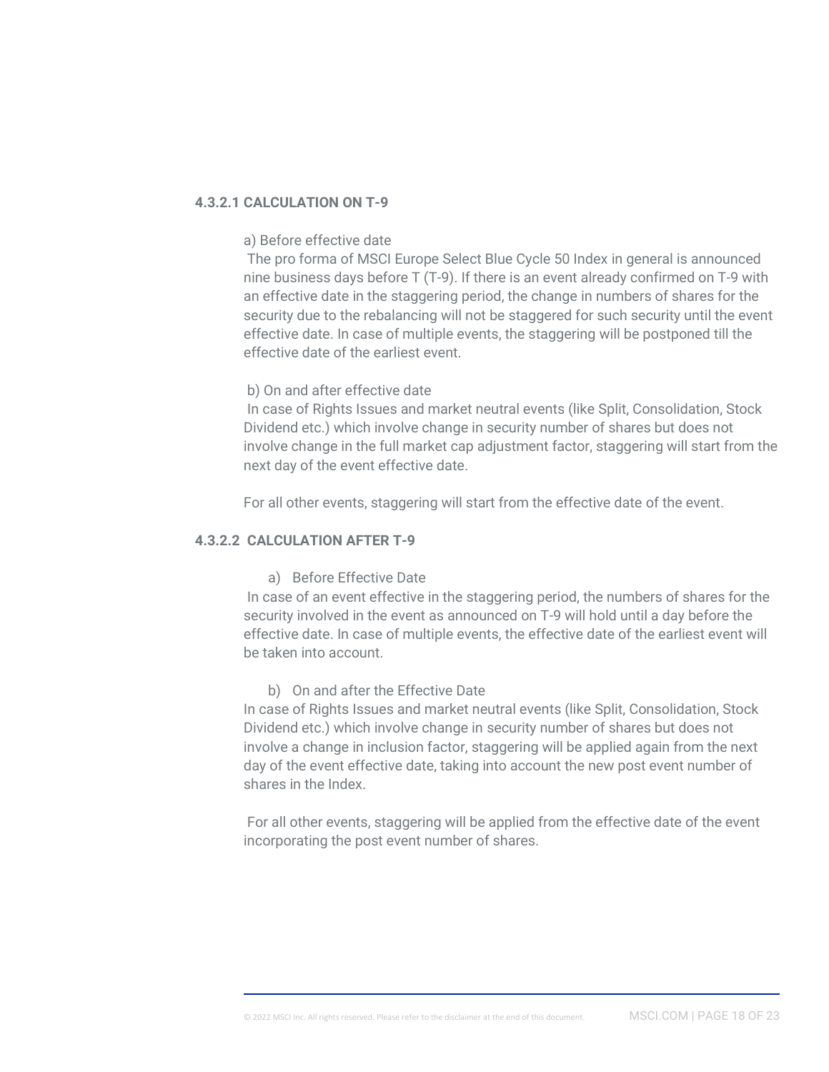#### 4.3.2.1 CALCULATION ON T-9

a) Before effective date

The pro forma of MSCI Europe Select Blue Cycle 50 Index in general is announced nine business days before T (T-9). If there is an event already confirmed on T-9 with an effective date in the staggering period, the change in numbers of shares for the security due to the rebalancing will not be staggered for such security until the event effective date. In case of multiple events, the staggering will be postponed till the effective date of the earliest event.

b) On and after effective date

In case of Rights Issues and market neutral events (like Split, Consolidation, Stock Dividend etc.) which involve change in security number of shares but does not involve change in the full market cap adjustment factor, staggering will start from the next day of the event effective date.

For all other events, staggering will start from the effective date of the event.

#### 4.3.2.2 CALCULATION AFTER T-9

a) Before Effective Date

In case of an event effective in the staggering period, the numbers of shares for the security involved in the event as announced on T-9 will hold until a day before the effective date. In case of multiple events, the effective date of the earliest event will be taken into account.

b) On and after the Effective Date

In case of Rights Issues and market neutral events (like Split, Consolidation, Stock Dividend etc.) which involve change in security number of shares but does not involve a change in inclusion factor, staggering will be applied again from the next day of the event effective date, taking into account the new post event number of shares in the Index.

For all other events, staggering will be applied from the effective date of the event incorporating the post event number of shares.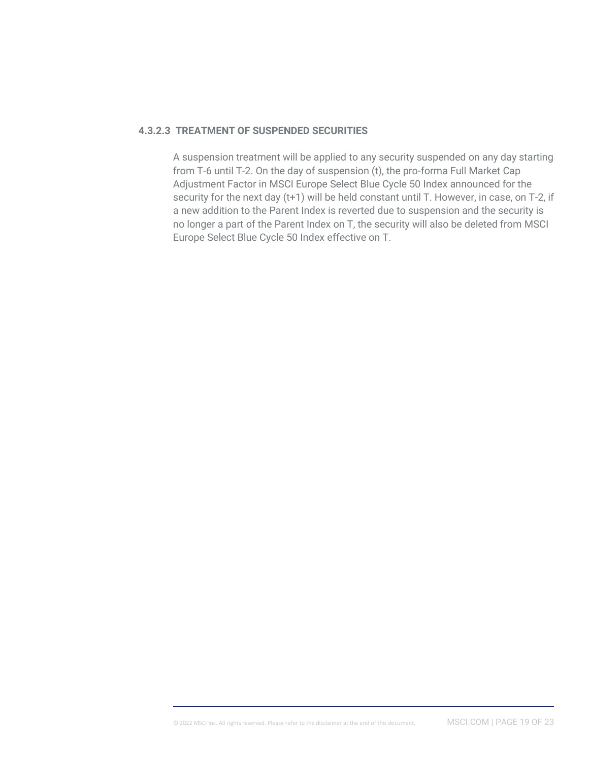#### 4.3.2.3 TREATMENT OF SUSPENDED SECURITIES

A suspension treatment will be applied to any security suspended on any day starting from T-6 until T-2. On the day of suspension (t), the pro-forma Full Market Cap Adjustment Factor in MSCI Europe Select Blue Cycle 50 Index announced for the security for the next day (t+1) will be held constant until T. However, in case, on T-2, if a new addition to the Parent Index is reverted due to suspension and the security is no longer a part of the Parent Index on T, the security will also be deleted from MSCI Europe Select Blue Cycle 50 Index effective on T.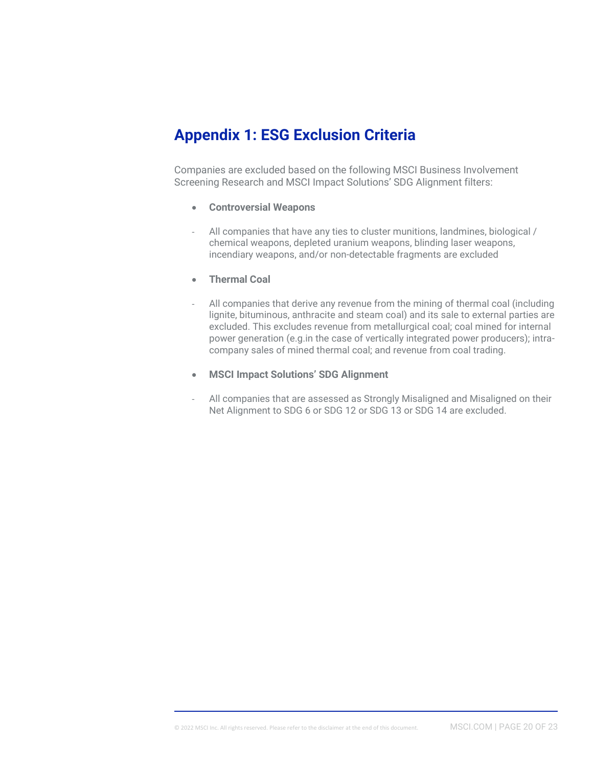## Appendix 1: ESG Exclusion Criteria

Companies are excluded based on the following MSCI Business Involvement Screening Research and MSCI Impact Solutions' SDG Alignment filters:

- **Controversial Weapons**

  - All companies that have any ties to cluster munitions, landmines, biological / chemical weapons, depleted uranium weapons, blinding laser weapons, incendiary weapons, and/or non-detectable fragments are excluded

- **Thermal Coal**

  - All companies that derive any revenue from the mining of thermal coal (including lignite, bituminous, anthracite and steam coal) and its sale to external parties are excluded. This excludes revenue from metallurgical coal; coal mined for internal power generation (e.g.in the case of vertically integrated power producers); intra-company sales of mined thermal coal; and revenue from coal trading.

- **MSCI Impact Solutions' SDG Alignment**

  - All companies that are assessed as Strongly Misaligned and Misaligned on their Net Alignment to SDG 6 or SDG 12 or SDG 13 or SDG 14 are excluded.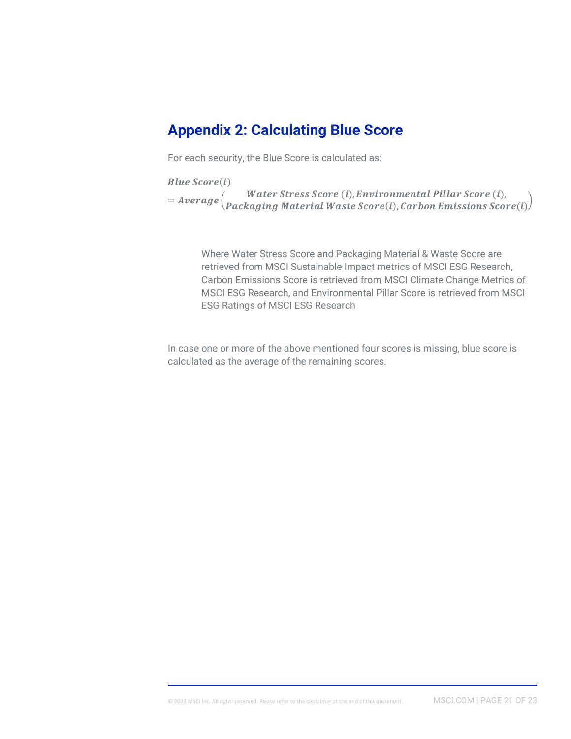## Appendix 2: Calculating Blue Score

For each security, the Blue Score is calculated as:

$$\boldsymbol{Blue\ Score}(\boldsymbol{i}) = \boldsymbol{Average}\begin{pmatrix} \boldsymbol{Water\ Stress\ Score}\ (\boldsymbol{i}), \boldsymbol{Environmental\ Pillar\ Score}\ (\boldsymbol{i}), \\ \boldsymbol{Packaging\ Material\ Waste\ Score}(\boldsymbol{i}), \boldsymbol{Carbon\ Emissions\ Score}(\boldsymbol{i}) \end{pmatrix}$$

Where Water Stress Score and Packaging Material & Waste Score are retrieved from MSCI Sustainable Impact metrics of MSCI ESG Research, Carbon Emissions Score is retrieved from MSCI Climate Change Metrics of MSCI ESG Research, and Environmental Pillar Score is retrieved from MSCI ESG Ratings of MSCI ESG Research

In case one or more of the above mentioned four scores is missing, blue score is calculated as the average of the remaining scores.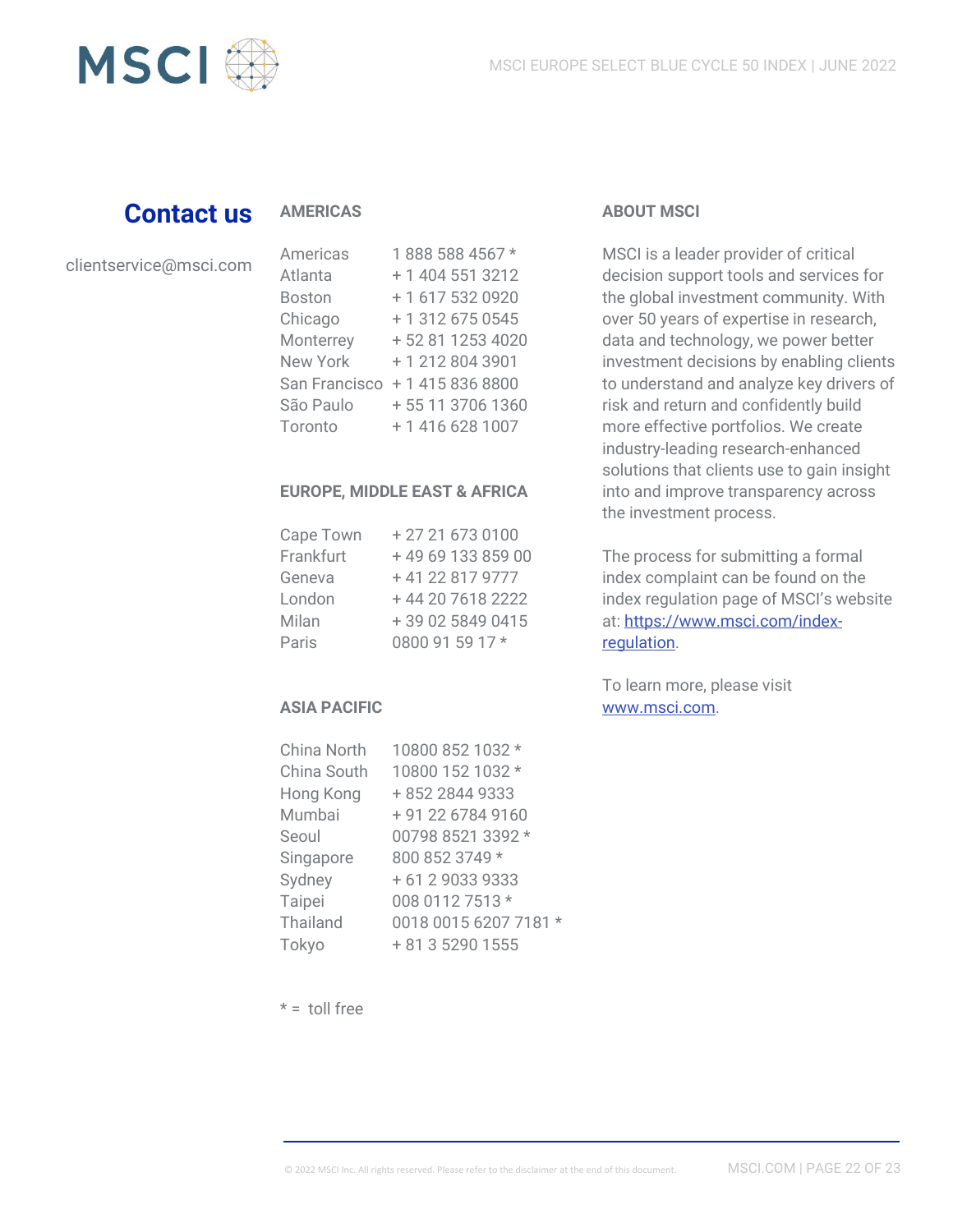## Contact us

clientservice@msci.com

### AMERICAS

| | |
|---|---|
| Americas | 1 888 588 4567 * |
| Atlanta | + 1 404 551 3212 |
| Boston | + 1 617 532 0920 |
| Chicago | + 1 312 675 0545 |
| Monterrey | + 52 81 1253 4020 |
| New York | + 1 212 804 3901 |
| San Francisco | + 1 415 836 8800 |
| São Paulo | + 55 11 3706 1360 |
| Toronto | + 1 416 628 1007 |

### EUROPE, MIDDLE EAST & AFRICA

| | |
|---|---|
| Cape Town | + 27 21 673 0100 |
| Frankfurt | + 49 69 133 859 00 |
| Geneva | + 41 22 817 9777 |
| London | + 44 20 7618 2222 |
| Milan | + 39 02 5849 0415 |
| Paris | 0800 91 59 17 * |

### ASIA PACIFIC

| | |
|---|---|
| China North | 10800 852 1032 * |
| China South | 10800 152 1032 * |
| Hong Kong | + 852 2844 9333 |
| Mumbai | + 91 22 6784 9160 |
| Seoul | 00798 8521 3392 * |
| Singapore | 800 852 3749 * |
| Sydney | + 61 2 9033 9333 |
| Taipei | 008 0112 7513 * |
| Thailand | 0018 0015 6207 7181 * |
| Tokyo | + 81 3 5290 1555 |

* = toll free

### ABOUT MSCI

MSCI is a leader provider of critical decision support tools and services for the global investment community. With over 50 years of expertise in research, data and technology, we power better investment decisions by enabling clients to understand and analyze key drivers of risk and return and confidently build more effective portfolios. We create industry-leading research-enhanced solutions that clients use to gain insight into and improve transparency across the investment process.

The process for submitting a formal index complaint can be found on the index regulation page of MSCI's website at: [https://www.msci.com/index-regulation](https://www.msci.com/index-regulation).

To learn more, please visit [www.msci.com](http://www.msci.com).

© 2022 MSCI Inc. All rights reserved. Please refer to the disclaimer at the end of this document.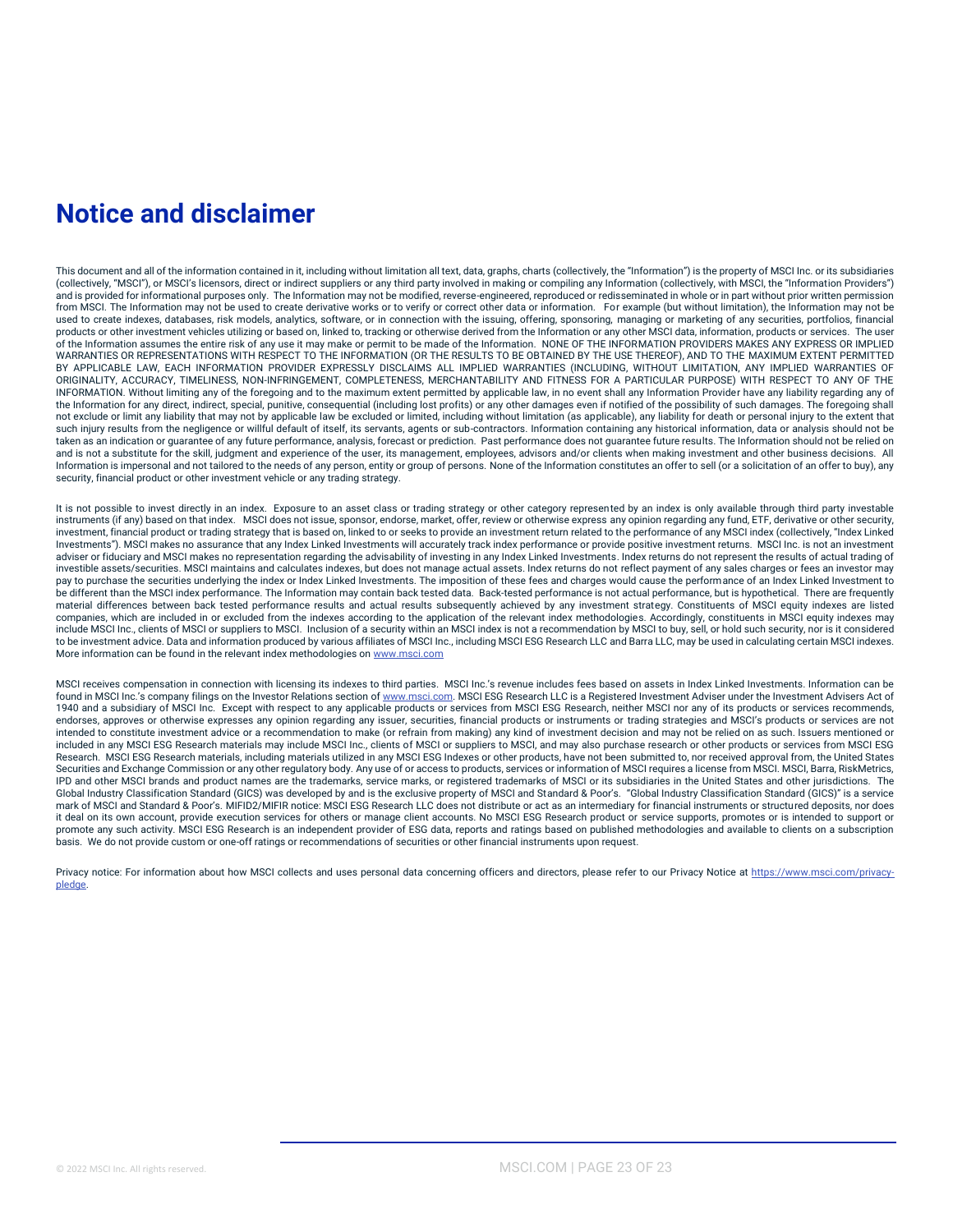# Notice and disclaimer

This document and all of the information contained in it, including without limitation all text, data, graphs, charts (collectively, the "Information") is the property of MSCI Inc. or its subsidiaries (collectively, "MSCI"), or MSCI's licensors, direct or indirect suppliers or any third party involved in making or compiling any Information (collectively, with MSCI, the "Information Providers") and is provided for informational purposes only. The Information may not be modified, reverse-engineered, reproduced or redisseminated in whole or in part without prior written permission from MSCI. The Information may not be used to create derivative works or to verify or correct other data or information. For example (but without limitation), the Information may not be used to create indexes, databases, risk models, analytics, software, or in connection with the issuing, offering, sponsoring, managing or marketing of any securities, portfolios, financial products or other investment vehicles utilizing or based on, linked to, tracking or otherwise derived from the Information or any other MSCI data, information, products or services. The user of the Information assumes the entire risk of any use it may make or permit to be made of the Information. NONE OF THE INFORMATION PROVIDERS MAKES ANY EXPRESS OR IMPLIED WARRANTIES OR REPRESENTATIONS WITH RESPECT TO THE INFORMATION (OR THE RESULTS TO BE OBTAINED BY THE USE THEREOF), AND TO THE MAXIMUM EXTENT PERMITTED BY APPLICABLE LAW, EACH INFORMATION PROVIDER EXPRESSLY DISCLAIMS ALL IMPLIED WARRANTIES (INCLUDING, WITHOUT LIMITATION, ANY IMPLIED WARRANTIES OF ORIGINALITY, ACCURACY, TIMELINESS, NON-INFRINGEMENT, COMPLETENESS, MERCHANTABILITY AND FITNESS FOR A PARTICULAR PURPOSE) WITH RESPECT TO ANY OF THE INFORMATION. Without limiting any of the foregoing and to the maximum extent permitted by applicable law, in no event shall any Information Provider have any liability regarding any of the Information for any direct, indirect, special, punitive, consequential (including lost profits) or any other damages even if notified of the possibility of such damages. The foregoing shall not exclude or limit any liability that may not by applicable law be excluded or limited, including without limitation (as applicable), any liability for death or personal injury to the extent that such injury results from the negligence or willful default of itself, its servants, agents or sub-contractors. Information containing any historical information, data or analysis should not be taken as an indication or guarantee of any future performance, analysis, forecast or prediction. Past performance does not guarantee future results. The Information should not be relied on and is not a substitute for the skill, judgment and experience of the user, its management, employees, advisors and/or clients when making investment and other business decisions. All Information is impersonal and not tailored to the needs of any person, entity or group of persons. None of the Information constitutes an offer to sell (or a solicitation of an offer to buy), any security, financial product or other investment vehicle or any trading strategy.

It is not possible to invest directly in an index. Exposure to an asset class or trading strategy or other category represented by an index is only available through third party investable instruments (if any) based on that index. MSCI does not issue, sponsor, endorse, market, offer, review or otherwise express any opinion regarding any fund, ETF, derivative or other security, investment, financial product or trading strategy that is based on, linked to or seeks to provide an investment return related to the performance of any MSCI index (collectively, "Index Linked Investments"). MSCI makes no assurance that any Index Linked Investments will accurately track index performance or provide positive investment returns. MSCI Inc. is not an investment adviser or fiduciary and MSCI makes no representation regarding the advisability of investing in any Index Linked Investments. Index returns do not represent the results of actual trading of investible assets/securities. MSCI maintains and calculates indexes, but does not manage actual assets. Index returns do not reflect payment of any sales charges or fees an investor may pay to purchase the securities underlying the index or Index Linked Investments. The imposition of these fees and charges would cause the performance of an Index Linked Investment to be different than the MSCI index performance. The Information may contain back tested data. Back-tested performance is not actual performance, but is hypothetical. There are frequently material differences between back tested performance results and actual results subsequently achieved by any investment strategy. Constituents of MSCI equity indexes are listed companies, which are included in or excluded from the indexes according to the application of the relevant index methodologies. Accordingly, constituents in MSCI equity indexes may include MSCI Inc., clients of MSCI or suppliers to MSCI. Inclusion of a security within an MSCI index is not a recommendation by MSCI to buy, sell, or hold such security, nor is it considered to be investment advice. Data and information produced by various affiliates of MSCI Inc., including MSCI ESG Research LLC and Barra LLC, may be used in calculating certain MSCI indexes. More information can be found in the relevant index methodologies on www.msci.com

MSCI receives compensation in connection with licensing its indexes to third parties. MSCI Inc.'s revenue includes fees based on assets in Index Linked Investments. Information can be found in MSCI Inc.'s company filings on the Investor Relations section of www.msci.com. MSCI ESG Research LLC is a Registered Investment Adviser under the Investment Advisers Act of 1940 and a subsidiary of MSCI Inc. Except with respect to any applicable products or services from MSCI ESG Research, neither MSCI nor any of its products or services recommends, endorses, approves or otherwise expresses any opinion regarding any issuer, securities, financial products or instruments or trading strategies and MSCI's products or services are not intended to constitute investment advice or a recommendation to make (or refrain from making) any kind of investment decision and may not be relied on as such. Issuers mentioned or included in any MSCI ESG Research materials may include MSCI Inc., clients of MSCI or suppliers to MSCI, and may also purchase research or other products or services from MSCI ESG Research. MSCI ESG Research materials, including materials utilized in any MSCI ESG Indexes or other products, have not been submitted to, nor received approval from, the United States Securities and Exchange Commission or any other regulatory body. Any use of or access to products, services or information of MSCI requires a license from MSCI. MSCI, Barra, RiskMetrics, IPD and other MSCI brands and product names are the trademarks, service marks, or registered trademarks of MSCI or its subsidiaries in the United States and other jurisdictions. The Global Industry Classification Standard (GICS) was developed by and is the exclusive property of MSCI and Standard & Poor's. "Global Industry Classification Standard (GICS)" is a service mark of MSCI and Standard & Poor's. MIFID2/MIFIR notice: MSCI ESG Research LLC does not distribute or act as an intermediary for financial instruments or structured deposits, nor does it deal on its own account, provide execution services for others or manage client accounts. No MSCI ESG Research product or service supports, promotes or is intended to support or promote any such activity. MSCI ESG Research is an independent provider of ESG data, reports and ratings based on published methodologies and available to clients on a subscription basis. We do not provide custom or one-off ratings or recommendations of securities or other financial instruments upon request.

Privacy notice: For information about how MSCI collects and uses personal data concerning officers and directors, please refer to our Privacy Notice at https://www.msci.com/privacy-pledge.